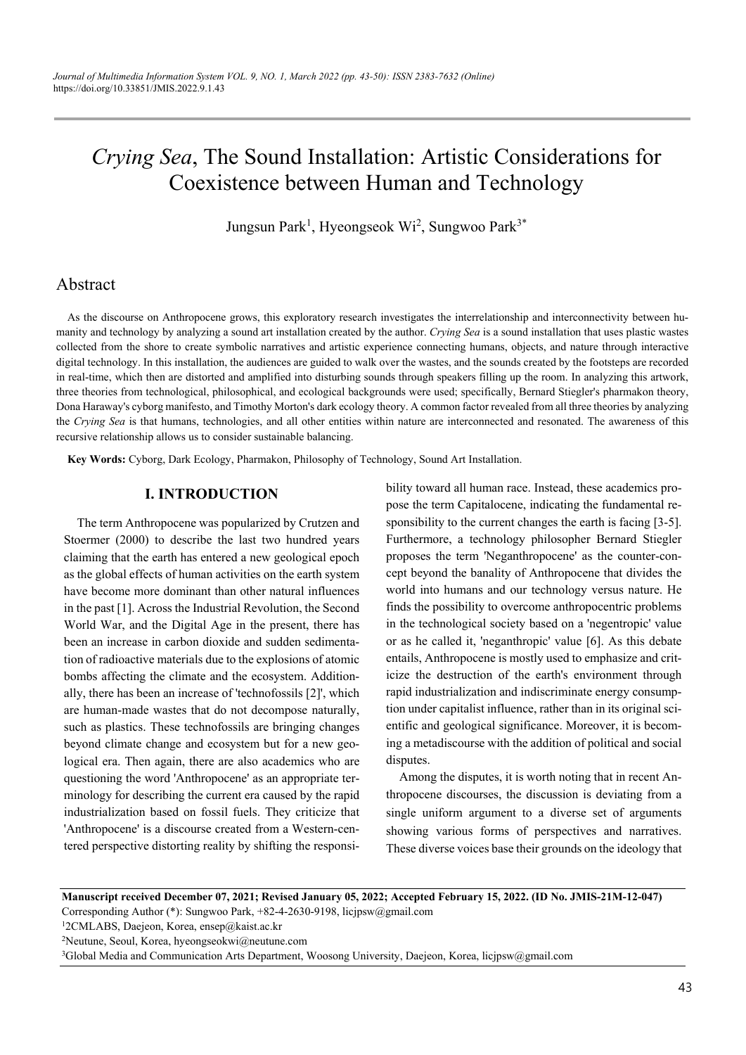# *Crying Sea*, The Sound Installation: Artistic Considerations for Coexistence between Human and Technology

Jungsun Park[1], Hyeongseok Wi[2], Sungwoo Park[3*]

## Abstract

As the discourse on Anthropocene grows, this exploratory research investigates the interrelationship and interconnectivity between humanity and technology by analyzing a sound art installation created by the author. *Crying Sea* is a sound installation that uses plastic wastes collected from the shore to create symbolic narratives and artistic experience connecting humans, objects, and nature through interactive digital technology. In this installation, the audiences are guided to walk over the wastes, and the sounds created by the footsteps are recorded in real-time, which then are distorted and amplified into disturbing sounds through speakers filling up the room. In analyzing this artwork, three theories from technological, philosophical, and ecological backgrounds were used; specifically, Bernard Stieger's pharmakon theory, Dona Haraway's cyborg manifesto, and Timothy Morton's dark ecology theory. A common factor revealed from all three theories by analyzing the *Crying Sea* is that humans, technologies, and all other entities within nature are interconnected and resonated. The awareness of this recursive relationship allows us to consider sustainable balancing.

**Key Words:** Cyborg, Dark Ecology, Pharmakon, Philosophy of Technology, Sound Art Installation.

## I. INTRODUCTION

The term Anthropocene was popularized by Crutzen and Stoermer (2000) to describe the last two hundred years claiming that the earth has entered a new geological epoch as the global effects of human activities on the earth system have become more dominant than other natural influences in the past [1]. Across the Industrial Revolution, the Second World War, and the Digital Age in the present, there has been an increase in carbon dioxide and sudden sedimentation of radioactive materials due to the explosions of atomic bombs affecting the climate and the ecosystem. Additionally, there has been an increase of 'technofossils [2]', which are human-made wastes that do not decompose naturally, such as plastics. These technofossils are bringing changes beyond climate change and ecosystem but for a new geological era. Then again, there are also academics who are questioning the word 'Anthropocene' as an appropriate terminology for describing the current era caused by the rapid industrialization based on fossil fuels. They criticize that 'Anthropocene' is a discourse created from a Western-centered perspective distorting reality by shifting the responsibility toward all human race. Instead, these academics propose the term Capitalocene, indicating the fundamental responsibility to the current changes the earth is facing [3-5]. Furthermore, a technology philosopher Bernard Stiegler proposes the term 'Neganthropocene' as the counter-concept beyond the banality of Anthropocene that divides the world into humans and our technology versus nature. He finds the possibility to overcome anthropocentric problems in the technological society based on a 'negentropic' value or as he called it, 'neganthropic' value [6]. As this debate entails, Anthropocene is mostly used to emphasize and criticize the destruction of the earth's environment through rapid industrialization and indiscriminate energy consumption under capitalist influence, rather than in its original scientific and geological significance. Moreover, it is becoming a metadiscourse with the addition of political and social disputes.

Among the disputes, it is worth noting that in recent Anthropocene discourses, the discussion is deviating from a single uniform argument to a diverse set of arguments showing various forms of perspectives and narratives. These diverse voices base their grounds on the ideology that

---

**Manuscript received December 07, 2021; Revised January 05, 2022; Accepted February 15, 2022. (ID No. JMIS-21M-12-047)**

Corresponding Author (*): Sungwoo Park, +82-4-2630-9198, licjpsw@gmail.com

[1]2CMLABS, Daejeon, Korea, ensep@kaist.ac.kr

[2]Neutune, Seoul, Korea, hyeongseokwi@neutune.com

[3]Global Media and Communication Arts Department, Woosong University, Daejeon, Korea, licjpsw@gmail.com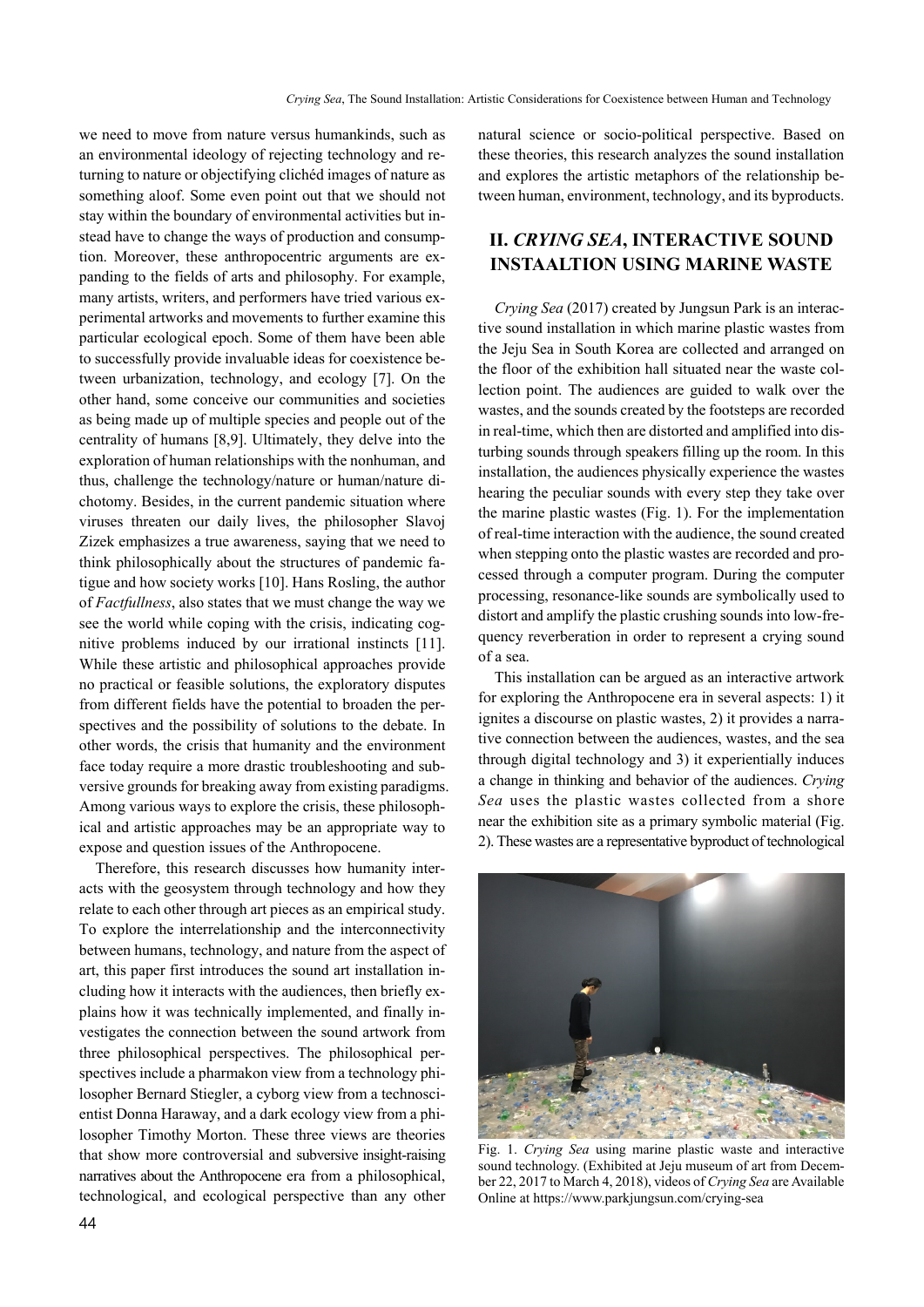we need to move from nature versus humankinds, such as an environmental ideology of rejecting technology and returning to nature or objectifying clichéd images of nature as something aloof. Some even point out that we should not stay within the boundary of environmental activities but instead have to change the ways of production and consumption. Moreover, these anthropocentric arguments are expanding to the fields of arts and philosophy. For example, many artists, writers, and performers have tried various experimental artworks and movements to further examine this particular ecological epoch. Some of them have been able to successfully provide invaluable ideas for coexistence between urbanization, technology, and ecology [7]. On the other hand, some conceive our communities and societies as being made up of multiple species and people out of the centrality of humans [8,9]. Ultimately, they delve into the exploration of human relationships with the nonhuman, and thus, challenge the technology/nature or human/nature dichotomy. Besides, in the current pandemic situation where viruses threaten our daily lives, the philosopher Slavoj Zizek emphasizes a true awareness, saying that we need to think philosophically about the structures of pandemic fatigue and how society works [10]. Hans Rosling, the author of *Factfullness*, also states that we must change the way we see the world while coping with the crisis, indicating cognitive problems induced by our irrational instincts [11]. While these artistic and philosophical approaches provide no practical or feasible solutions, the exploratory disputes from different fields have the potential to broaden the perspectives and the possibility of solutions to the debate. In other words, the crisis that humanity and the environment face today require a more drastic troubleshooting and subversive grounds for breaking away from existing paradigms. Among various ways to explore the crisis, these philosophical and artistic approaches may be an appropriate way to expose and question issues of the Anthropocene.

Therefore, this research discusses how humanity interacts with the geosystem through technology and how they relate to each other through art pieces as an empirical study. To explore the interrelationship and the interconnectivity between humans, technology, and nature from the aspect of art, this paper first introduces the sound art installation including how it interacts with the audiences, then briefly explains how it was technically implemented, and finally investigates the connection between the sound artwork from three philosophical perspectives. The philosophical perspectives include a pharmakon view from a technology philosopher Bernard Stiegler, a cyborg view from a technoscientist Donna Haraway, and a dark ecology view from a philosopher Timothy Morton. These three views are theories that show more controversial and subversive insight-raising narratives about the Anthropocene era from a philosophical, technological, and ecological perspective than any other natural science or socio-political perspective. Based on these theories, this research analyzes the sound installation and explores the artistic metaphors of the relationship between human, environment, technology, and its byproducts.

## II. *CRYING SEA*, INTERACTIVE SOUND INSTAALTION USING MARINE WASTE

*Crying Sea* (2017) created by Jungsun Park is an interactive sound installation in which marine plastic wastes from the Jeju Sea in South Korea are collected and arranged on the floor of the exhibition hall situated near the waste collection point. The audiences are guided to walk over the wastes, and the sounds created by the footsteps are recorded in real-time, which then are distorted and amplified into disturbing sounds through speakers filling up the room. In this installation, the audiences physically experience the wastes hearing the peculiar sounds with every step they take over the marine plastic wastes (Fig. 1). For the implementation of real-time interaction with the audience, the sound created when stepping onto the plastic wastes are recorded and processed through a computer program. During the computer processing, resonance-like sounds are symbolically used to distort and amplify the plastic crushing sounds into low-frequency reverberation in order to represent a crying sound of a sea.

This installation can be argued as an interactive artwork for exploring the Anthropocene era in several aspects: 1) it ignites a discourse on plastic wastes, 2) it provides a narrative connection between the audiences, wastes, and the sea through digital technology and 3) it experientially induces a change in thinking and behavior of the audiences. *Crying Sea* uses the plastic wastes collected from a shore near the exhibition site as a primary symbolic material (Fig. 2). These wastes are a representative byproduct of technological

Fig. 1. *Crying Sea* using marine plastic waste and interactive sound technology. (Exhibited at Jeju museum of art from December 22, 2017 to March 4, 2018), videos of *Crying Sea* are Available Online at https://www.parkjungsun.com/crying-sea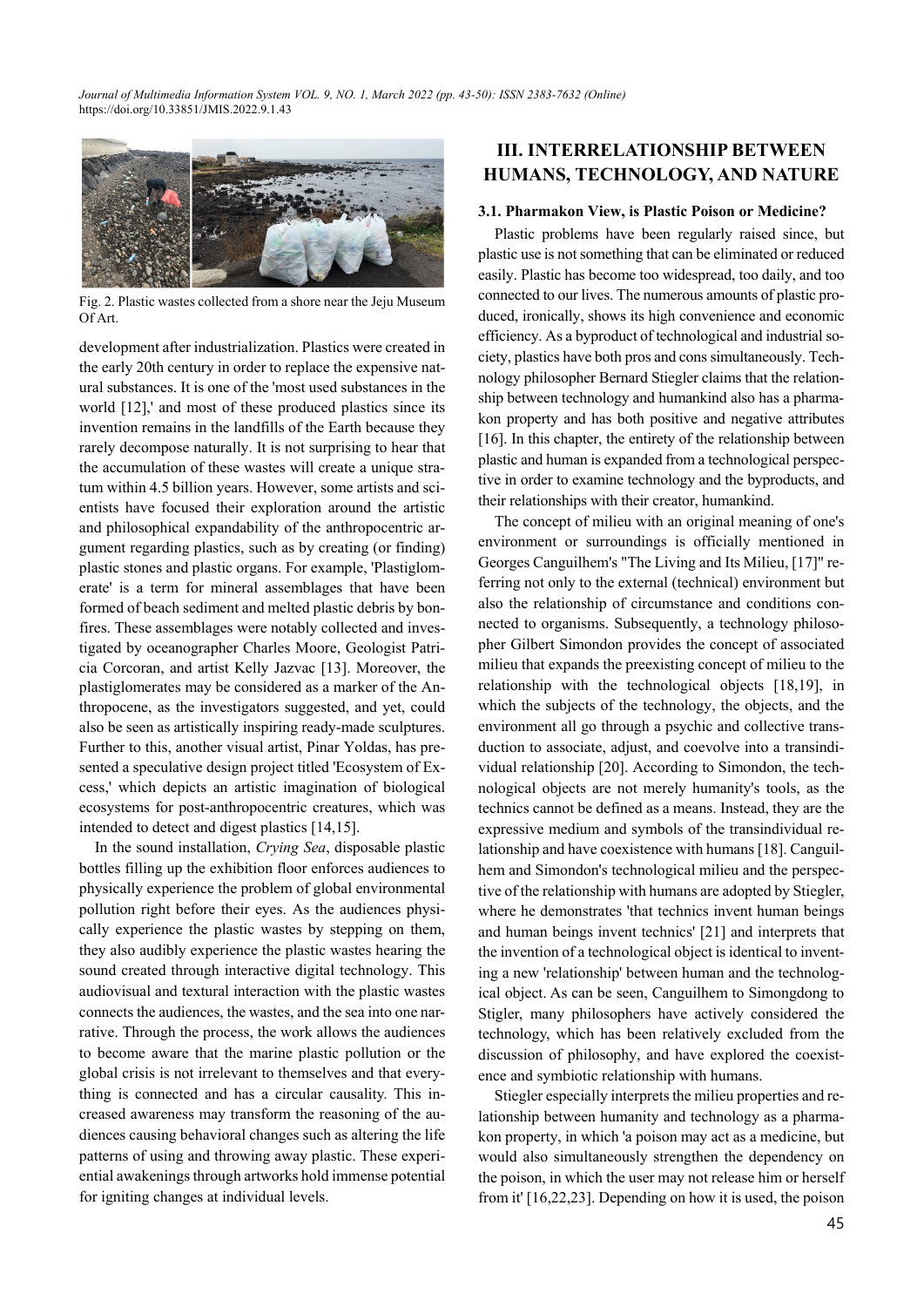Fig. 2. Plastic wastes collected from a shore near the Jeju Museum Of Art.

development after industrialization. Plastics were created in the early 20th century in order to replace the expensive natural substances. It is one of the 'most used substances in the world [12],' and most of these produced plastics since its invention remains in the landfills of the Earth because they rarely decompose naturally. It is not surprising to hear that the accumulation of these wastes will create a unique stratum within 4.5 billion years. However, some artists and scientists have focused their exploration around the artistic and philosophical expandability of the anthropocentric argument regarding plastics, such as by creating (or finding) plastic stones and plastic organs. For example, 'Plastiglomerate' is a term for mineral assemblages that have been formed of beach sediment and melted plastic debris by bonfires. These assemblages were notably collected and investigated by oceanographer Charles Moore, Geologist Patricia Corcoran, and artist Kelly Jazvac [13]. Moreover, the plastiglomerates may be considered as a marker of the Anthropocene, as the investigators suggested, and yet, could also be seen as artistically inspiring ready-made sculptures. Further to this, another visual artist, Pinar Yoldas, has presented a speculative design project titled 'Ecosystem of Excess,' which depicts an artistic imagination of biological ecosystems for post-anthropocentric creatures, which was intended to detect and digest plastics [14,15].

In the sound installation, *Crying Sea*, disposable plastic bottles filling up the exhibition floor enforces audiences to physically experience the problem of global environmental pollution right before their eyes. As the audiences physically experience the plastic wastes by stepping on them, they also audibly experience the plastic wastes hearing the sound created through interactive digital technology. This audiovisual and textural interaction with the plastic wastes connects the audiences, the wastes, and the sea into one narrative. Through the process, the work allows the audiences to become aware that the marine plastic pollution or the global crisis is not irrelevant to themselves and that everything is connected and has a circular causality. This increased awareness may transform the reasoning of the audiences causing behavioral changes such as altering the life patterns of using and throwing away plastic. These experiential awakenings through artworks hold immense potential for igniting changes at individual levels.

## III. INTERRELATIONSHIP BETWEEN HUMANS, TECHNOLOGY, AND NATURE

### 3.1. Pharmakon View, is Plastic Poison or Medicine?

Plastic problems have been regularly raised since, but plastic use is not something that can be eliminated or reduced easily. Plastic has become too widespread, too daily, and too connected to our lives. The numerous amounts of plastic produced, ironically, shows its high convenience and economic efficiency. As a byproduct of technological and industrial society, plastics have both pros and cons simultaneously. Technology philosopher Bernard Stiegler claims that the relationship between technology and humankind also has a pharmakon property and has both positive and negative attributes [16]. In this chapter, the entirety of the relationship between plastic and human is expanded from a technological perspective in order to examine technology and the byproducts, and their relationships with their creator, humankind.

The concept of milieu with an original meaning of one's environment or surroundings is officially mentioned in Georges Canguilhem's "The Living and Its Milieu, [17]" referring not only to the external (technical) environment but also the relationship of circumstance and conditions connected to organisms. Subsequently, a technology philosopher Gilbert Simondon provides the concept of associated milieu that expands the preexisting concept of milieu to the relationship with the technological objects [18,19], in which the subjects of the technology, the objects, and the environment all go through a psychic and collective transduction to associate, adjust, and coevolve into a transindividual relationship [20]. According to Simondon, the technological objects are not merely humanity's tools, as the technics cannot be defined as a means. Instead, they are the expressive medium and symbols of the transindividual relationship and have coexistence with humans [18]. Canguilhem and Simondon's technological milieu and the perspective of the relationship with humans are adopted by Stiegler, where he demonstrates 'that technics invent human beings and human beings invent technics' [21] and interprets that the invention of a technological object is identical to inventing a new 'relationship' between human and the technological object. As can be seen, Canguilhem to Simongdong to Stiegler, many philosophers have actively considered the technology, which has been relatively excluded from the discussion of philosophy, and have explored the coexistence and symbiotic relationship with humans.

Stiegler especially interprets the milieu properties and relationship between humanity and technology as a pharmakon property, in which 'a poison may act as a medicine, but would also simultaneously strengthen the dependency on the poison, in which the user may not release him or herself from it' [16,22,23]. Depending on how it is used, the poison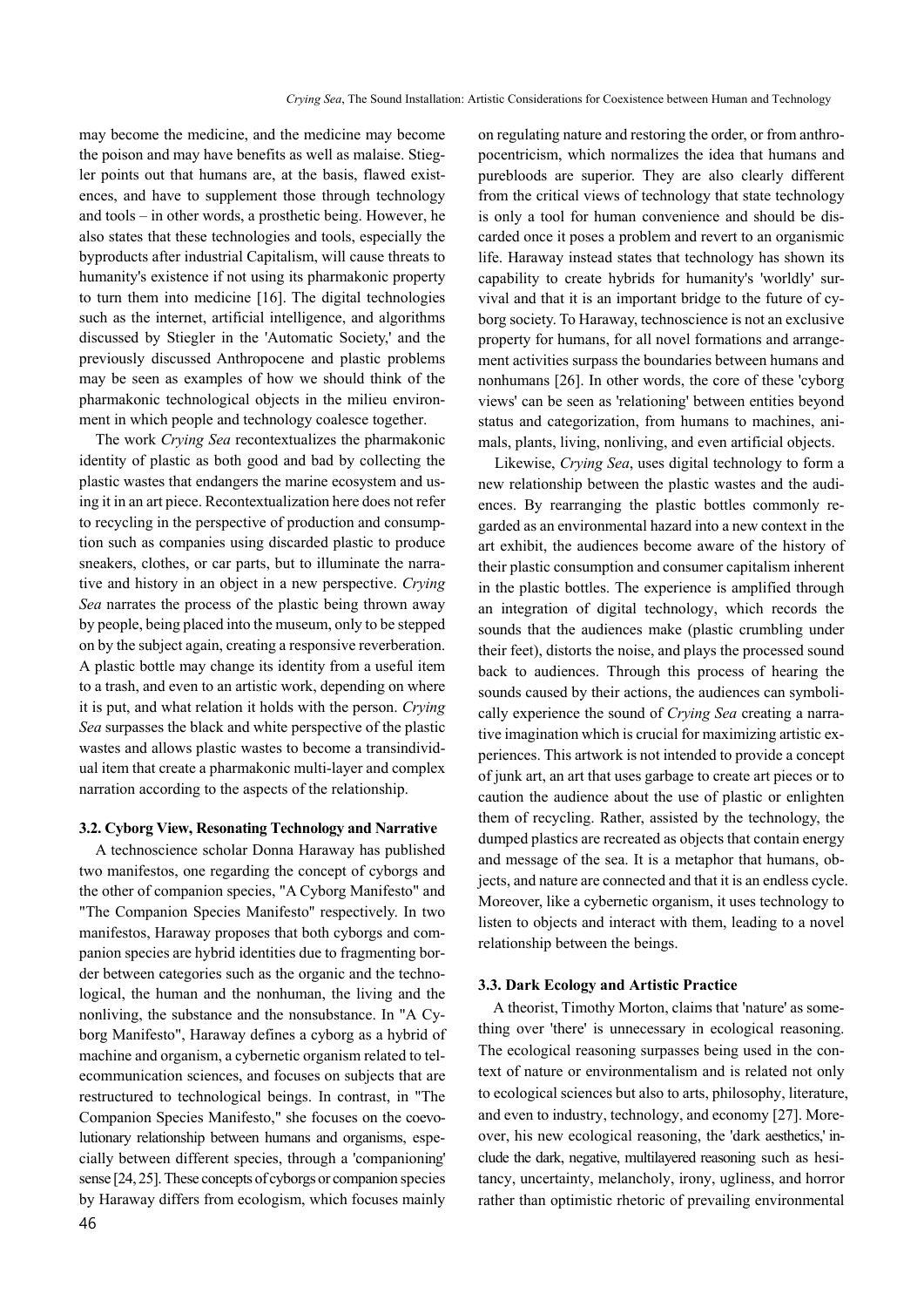may become the medicine, and the medicine may become the poison and may have benefits as well as malaise. Stiegler points out that humans are, at the basis, flawed existences, and have to supplement those through technology and tools – in other words, a prosthetic being. However, he also states that these technologies and tools, especially the byproducts after industrial Capitalism, will cause threats to humanity's existence if not using its pharmakonic property to turn them into medicine [16]. The digital technologies such as the internet, artificial intelligence, and algorithms discussed by Stiegler in the 'Automatic Society,' and the previously discussed Anthropocene and plastic problems may be seen as examples of how we should think of the pharmakonic technological objects in the milieu environment in which people and technology coalesce together.

The work *Crying Sea* recontextualizes the pharmakonic identity of plastic as both good and bad by collecting the plastic wastes that endangers the marine ecosystem and using it in an art piece. Recontextualization here does not refer to recycling in the perspective of production and consumption such as companies using discarded plastic to produce sneakers, clothes, or car parts, but to illuminate the narrative and history in an object in a new perspective. *Crying Sea* narrates the process of the plastic being thrown away by people, being placed into the museum, only to be stepped on by the subject again, creating a responsive reverberation. A plastic bottle may change its identity from a useful item to a trash, and even to an artistic work, depending on where it is put, and what relation it holds with the person. *Crying Sea* surpasses the black and white perspective of the plastic wastes and allows plastic wastes to become a transindividual item that create a pharmakonic multi-layer and complex narration according to the aspects of the relationship.

### 3.2. Cyborg View, Resonating Technology and Narrative

A technoscience scholar Donna Haraway has published two manifestos, one regarding the concept of cyborgs and the other of companion species, "A Cyborg Manifesto" and "The Companion Species Manifesto" respectively. In two manifestos, Haraway proposes that both cyborgs and companion species are hybrid identities due to fragmenting border between categories such as the organic and the technological, the human and the nonhuman, the living and the nonliving, the substance and the nonsubstance. In "A Cyborg Manifesto", Haraway defines a cyborg as a hybrid of machine and organism, a cybernetic organism related to telecommunication sciences, and focuses on subjects that are restructured to technological beings. In contrast, in "The Companion Species Manifesto," she focuses on the coevolutionary relationship between humans and organisms, especially between different species, through a 'companioning' sense [24, 25]. These concepts of cyborgs or companion species by Haraway differs from ecologism, which focuses mainly on regulating nature and restoring the order, or from anthropocentricism, which normalizes the idea that humans and purebloods are superior. They are also clearly different from the critical views of technology that state technology is only a tool for human convenience and should be discarded once it poses a problem and revert to an organismic life. Haraway instead states that technology has shown its capability to create hybrids for humanity's 'worldly' survival and that it is an important bridge to the future of cyborg society. To Haraway, technoscience is not an exclusive property for humans, for all novel formations and arrangement activities surpass the boundaries between humans and nonhumans [26]. In other words, the core of these 'cyborg views' can be seen as 'relationing' between entities beyond status and categorization, from humans to machines, animals, plants, living, nonliving, and even artificial objects.

Likewise, *Crying Sea*, uses digital technology to form a new relationship between the plastic wastes and the audiences. By rearranging the plastic bottles commonly regarded as an environmental hazard into a new context in the art exhibit, the audiences become aware of the history of their plastic consumption and consumer capitalism inherent in the plastic bottles. The experience is amplified through an integration of digital technology, which records the sounds that the audiences make (plastic crumbling under their feet), distorts the noise, and plays the processed sound back to audiences. Through this process of hearing the sounds caused by their actions, the audiences can symbolically experience the sound of *Crying Sea* creating a narrative imagination which is crucial for maximizing artistic experiences. This artwork is not intended to provide a concept of junk art, an art that uses garbage to create art pieces or to caution the audience about the use of plastic or enlighten them of recycling. Rather, assisted by the technology, the dumped plastics are recreated as objects that contain energy and message of the sea. It is a metaphor that humans, objects, and nature are connected and that it is an endless cycle. Moreover, like a cybernetic organism, it uses technology to listen to objects and interact with them, leading to a novel relationship between the beings.

### 3.3. Dark Ecology and Artistic Practice

A theorist, Timothy Morton, claims that 'nature' as something over 'there' is unnecessary in ecological reasoning. The ecological reasoning surpasses being used in the context of nature or environmentalism and is related not only to ecological sciences but also to arts, philosophy, literature, and even to industry, technology, and economy [27]. Moreover, his new ecological reasoning, the 'dark aesthetics,' include the dark, negative, multilayered reasoning such as hesitancy, uncertainty, melancholy, irony, ugliness, and horror rather than optimistic rhetoric of prevailing environmental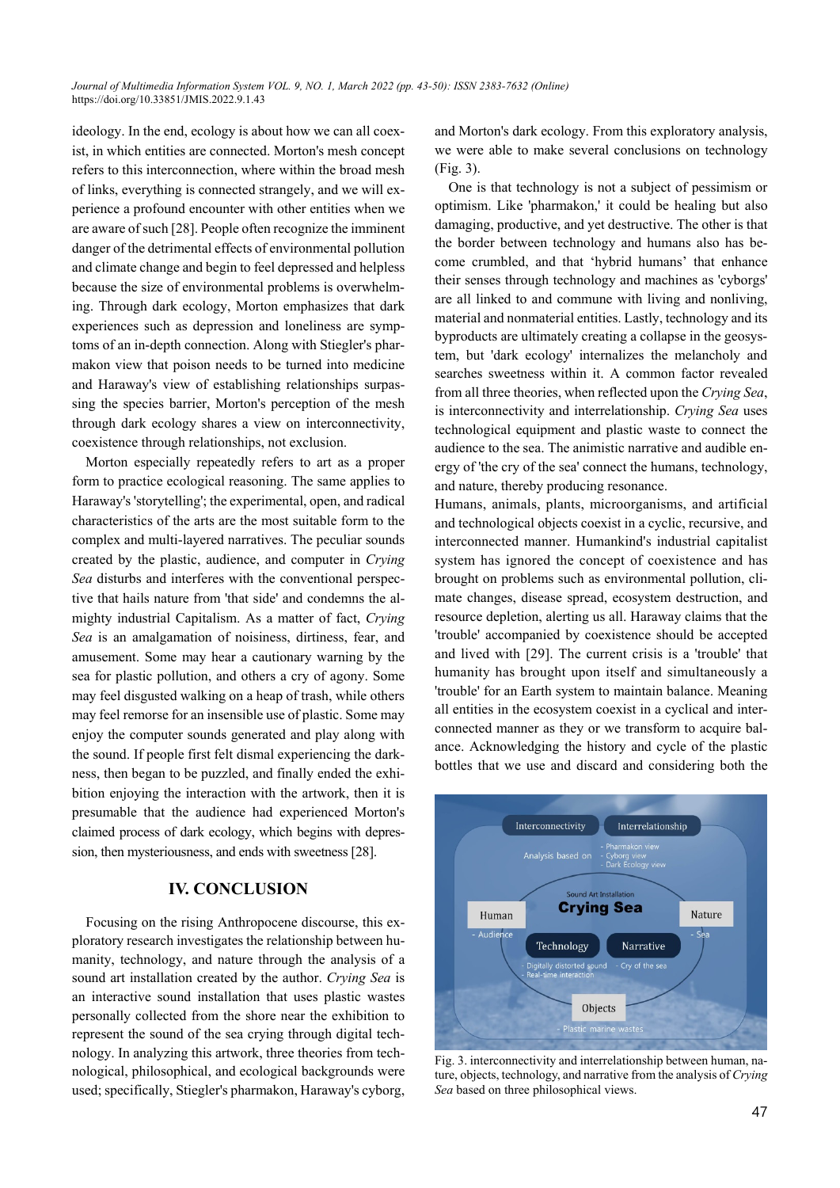ideology. In the end, ecology is about how we can all coexist, in which entities are connected. Morton's mesh concept refers to this interconnection, where within the broad mesh of links, everything is connected strangely, and we will experience a profound encounter with other entities when we are aware of such [28]. People often recognize the imminent danger of the detrimental effects of environmental pollution and climate change and begin to feel depressed and helpless because the size of environmental problems is overwhelming. Through dark ecology, Morton emphasizes that dark experiences such as depression and loneliness are symptoms of an in-depth connection. Along with Stiegler's pharmakon view that poison needs to be turned into medicine and Haraway's view of establishing relationships surpassing the species barrier, Morton's perception of the mesh through dark ecology shares a view on interconnectivity, coexistence through relationships, not exclusion.

Morton especially repeatedly refers to art as a proper form to practice ecological reasoning. The same applies to Haraway's 'storytelling'; the experimental, open, and radical characteristics of the arts are the most suitable form to the complex and multi-layered narratives. The peculiar sounds created by the plastic, audience, and computer in *Crying Sea* disturbs and interferes with the conventional perspective that hails nature from 'that side' and condemns the almighty industrial Capitalism. As a matter of fact, *Crying Sea* is an amalgamation of noisiness, dirtiness, fear, and amusement. Some may hear a cautionary warning by the sea for plastic pollution, and others a cry of agony. Some may feel disgusted walking on a heap of trash, while others may feel remorse for an insensible use of plastic. Some may enjoy the computer sounds generated and play along with the sound. If people first felt dismal experiencing the darkness, then began to be puzzled, and finally ended the exhibition enjoying the interaction with the artwork, then it is presumable that the audience had experienced Morton's claimed process of dark ecology, which begins with depression, then mysteriousness, and ends with sweetness [28].

## IV. CONCLUSION

Focusing on the rising Anthropocene discourse, this exploratory research investigates the relationship between humanity, technology, and nature through the analysis of a sound art installation created by the author. *Crying Sea* is an interactive sound installation that uses plastic wastes personally collected from the shore near the exhibition to represent the sound of the sea crying through digital technology. In analyzing this artwork, three theories from technological, philosophical, and ecological backgrounds were used; specifically, Stiegler's pharmakon, Haraway's cyborg, and Morton's dark ecology. From this exploratory analysis, we were able to make several conclusions on technology (Fig. 3).

One is that technology is not a subject of pessimism or optimism. Like 'pharmakon,' it could be healing but also damaging, productive, and yet destructive. The other is that the border between technology and humans also has become crumbled, and that 'hybrid humans' that enhance their senses through technology and machines as 'cyborgs' are all linked to and commune with living and nonliving, material and nonmaterial entities. Lastly, technology and its byproducts are ultimately creating a collapse in the geosystem, but 'dark ecology' internalizes the melancholy and searches sweetness within it. A common factor revealed from all three theories, when reflected upon the *Crying Sea*, is interconnectivity and interrelationship. *Crying Sea* uses technological equipment and plastic waste to connect the audience to the sea. The animistic narrative and audible energy of 'the cry of the sea' connect the humans, technology, and nature, thereby producing resonance.

Humans, animals, plants, microorganisms, and artificial and technological objects coexist in a cyclic, recursive, and interconnected manner. Humankind's industrial capitalist system has ignored the concept of coexistence and has brought on problems such as environmental pollution, climate changes, disease spread, ecosystem destruction, and resource depletion, alerting us all. Haraway claims that the 'trouble' accompanied by coexistence should be accepted and lived with [29]. The current crisis is a 'trouble' that humanity has brought upon itself and simultaneously a 'trouble' for an Earth system to maintain balance. Meaning all entities in the ecosystem coexist in a cyclical and interconnected manner as they or we transform to acquire balance. Acknowledging the history and cycle of the plastic bottles that we use and discard and considering both the

Fig. 3. interconnectivity and interrelationship between human, nature, objects, technology, and narrative from the analysis of *Crying Sea* based on three philosophical views.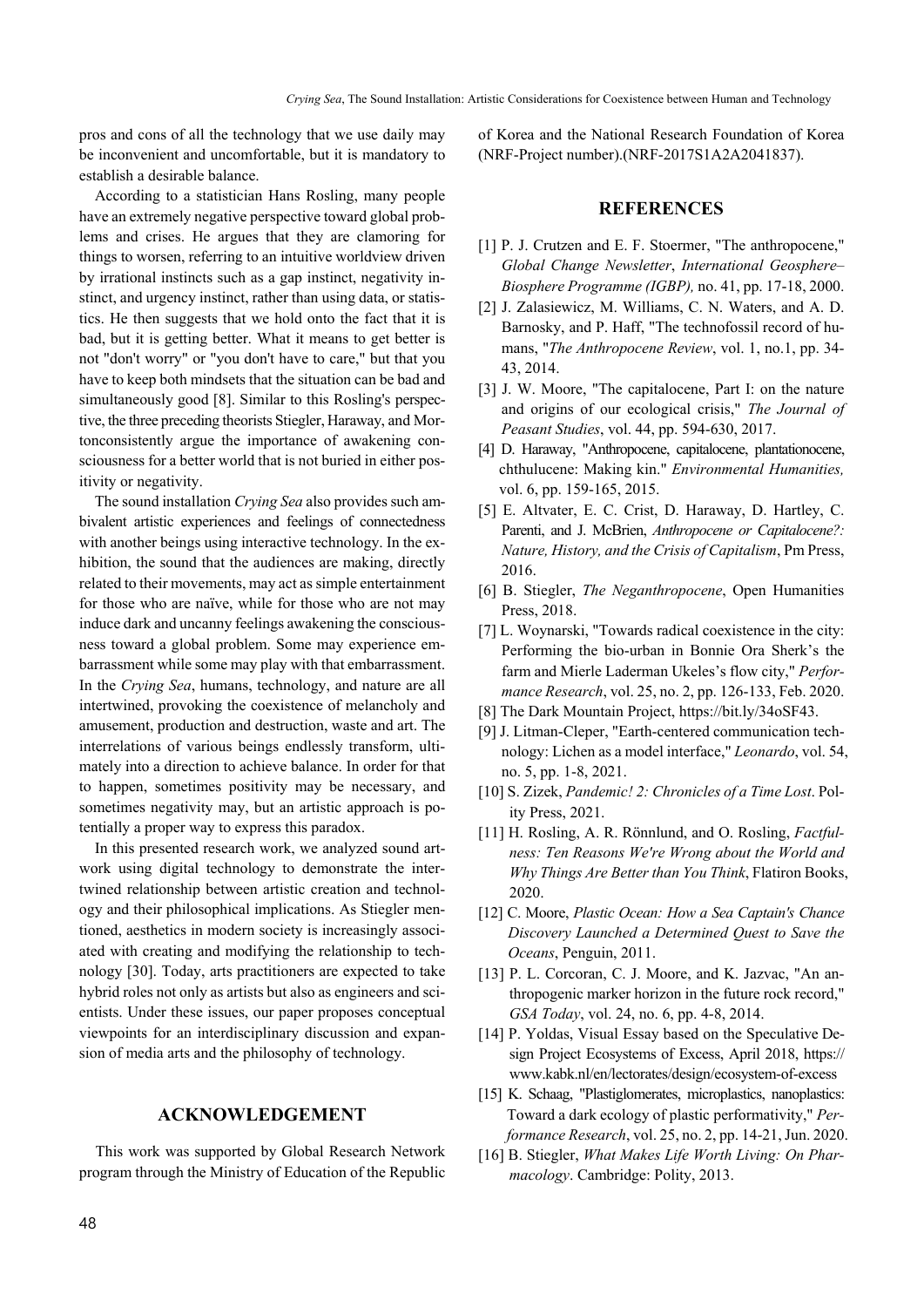pros and cons of all the technology that we use daily may be inconvenient and uncomfortable, but it is mandatory to establish a desirable balance.

According to a statistician Hans Rosling, many people have an extremely negative perspective toward global problems and crises. He argues that they are clamoring for things to worsen, referring to an intuitive worldview driven by irrational instincts such as a gap instinct, negativity instinct, and urgency instinct, rather than using data, or statistics. He then suggests that we hold onto the fact that it is bad, but it is getting better. What it means to get better is not "don't worry" or "you don't have to care," but that you have to keep both mindsets that the situation can be bad and simultaneously good [8]. Similar to this Rosling's perspective, the three preceding theorists Stiegler, Haraway, and Mortonconsistently argue the importance of awakening consciousness for a better world that is not buried in either positivity or negativity.

The sound installation *Crying Sea* also provides such ambivalent artistic experiences and feelings of connectedness with another beings using interactive technology. In the exhibition, the sound that the audiences are making, directly related to their movements, may act as simple entertainment for those who are naïve, while for those who are not may induce dark and uncanny feelings awakening the consciousness toward a global problem. Some may experience embarrassment while some may play with that embarrassment. In the *Crying Sea*, humans, technology, and nature are all intertwined, provoking the coexistence of melancholy and amusement, production and destruction, waste and art. The interrelations of various beings endlessly transform, ultimately into a direction to achieve balance. In order for that to happen, sometimes positivity may be necessary, and sometimes negativity may, but an artistic approach is potentially a proper way to express this paradox.

In this presented research work, we analyzed sound artwork using digital technology to demonstrate the intertwined relationship between artistic creation and technology and their philosophical implications. As Stiegler mentioned, aesthetics in modern society is increasingly associated with creating and modifying the relationship to technology [30]. Today, arts practitioners are expected to take hybrid roles not only as artists but also as engineers and scientists. Under these issues, our paper proposes conceptual viewpoints for an interdisciplinary discussion and expansion of media arts and the philosophy of technology.

## ACKNOWLEDGEMENT

This work was supported by Global Research Network program through the Ministry of Education of the Republic of Korea and the National Research Foundation of Korea (NRF-Project number).(NRF-2017S1A2A2041837).

## REFERENCES

[1] P. J. Crutzen and E. F. Stoermer, "The anthropocene," *Global Change Newsletter*, *International Geosphere–Biosphere Programme (IGBP),* no. 41, pp. 17-18, 2000.

[2] J. Zalasiewicz, M. Williams, C. N. Waters, and A. D. Barnosky, and P. Haff, "The technofossil record of humans, "*The Anthropocene Review*, vol. 1, no.1, pp. 34-43, 2014.

[3] J. W. Moore, "The capitalocene, Part I: on the nature and origins of our ecological crisis," *The Journal of Peasant Studies*, vol. 44, pp. 594-630, 2017.

[4] D. Haraway, "Anthropocene, capitalocene, plantationocene, chthulucene: Making kin." *Environmental Humanities,* vol. 6, pp. 159-165, 2015.

[5] E. Altvater, E. C. Crist, D. Haraway, D. Hartley, C. Parenti, and J. McBrien, *Anthropocene or Capitalocene?: Nature, History, and the Crisis of Capitalism*, Pm Press, 2016.

[6] B. Stiegler, *The Neganthropocene*, Open Humanities Press, 2018.

[7] L. Woynarski, "Towards radical coexistence in the city: Performing the bio-urban in Bonnie Ora Sherk's the farm and Mierle Laderman Ukeles's flow city," *Performance Research*, vol. 25, no. 2, pp. 126-133, Feb. 2020.

[8] The Dark Mountain Project, https://bit.ly/34oSF43.

[9] J. Litman-Cleper, "Earth-centered communication technology: Lichen as a model interface," *Leonardo*, vol. 54, no. 5, pp. 1-8, 2021.

[10] S. Zizek, *Pandemic! 2: Chronicles of a Time Lost*. Polity Press, 2021.

[11] H. Rosling, A. R. Rönnlund, and O. Rosling, *Factfulness: Ten Reasons We're Wrong about the World and Why Things Are Better than You Think*, Flatiron Books, 2020.

[12] C. Moore, *Plastic Ocean: How a Sea Captain's Chance Discovery Launched a Determined Quest to Save the Oceans*, Penguin, 2011.

[13] P. L. Corcoran, C. J. Moore, and K. Jazvac, "An anthropogenic marker horizon in the future rock record," *GSA Today*, vol. 24, no. 6, pp. 4-8, 2014.

[14] P. Yoldas, Visual Essay based on the Speculative Design Project Ecosystems of Excess, April 2018, https://www.kabk.nl/en/lectorates/design/ecosystem-of-excess

[15] K. Schaag, "Plastiglomerates, microplastics, nanoplastics: Toward a dark ecology of plastic performativity," *Performance Research*, vol. 25, no. 2, pp. 14-21, Jun. 2020.

[16] B. Stiegler, *What Makes Life Worth Living: On Pharmacology*. Cambridge: Polity, 2013.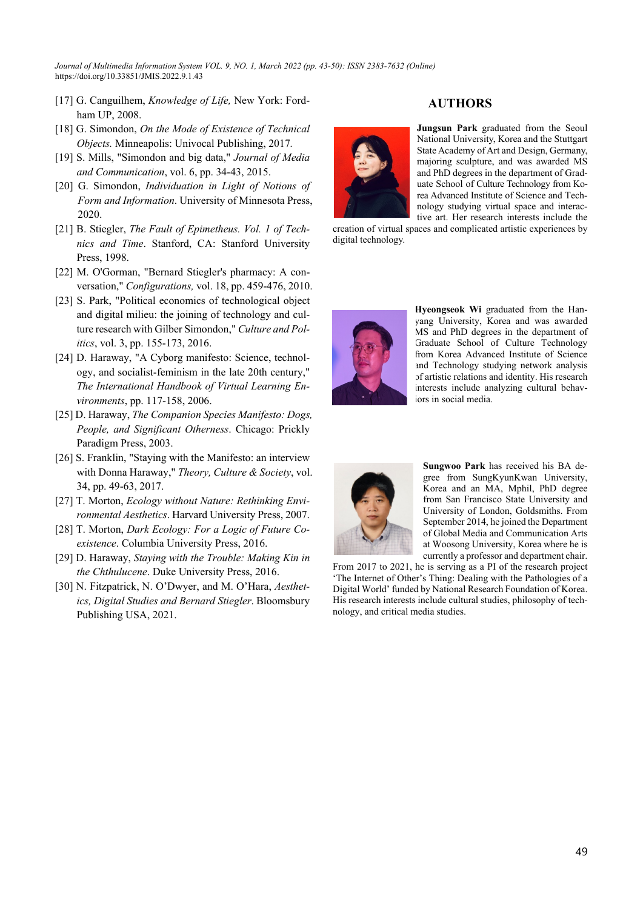[17] G. Canguilhem, *Knowledge of Life,* New York: Fordham UP, 2008.

[18] G. Simondon, *On the Mode of Existence of Technical Objects.* Minneapolis: Univocal Publishing, 2017.

[19] S. Mills, "Simondon and big data," *Journal of Media and Communication*, vol. 6, pp. 34-43, 2015.

[20] G. Simondon, *Individuation in Light of Notions of Form and Information*. University of Minnesota Press, 2020.

[21] B. Stiegler, *The Fault of Epimetheus. Vol. 1 of Technics and Time*. Stanford, CA: Stanford University Press, 1998.

[22] M. O'Gorman, "Bernard Stiegler's pharmacy: A conversation," *Configurations,* vol. 18, pp. 459-476, 2010.

[23] S. Park, "Political economics of technological object and digital milieu: the joining of technology and culture research with Gilber Simondon," *Culture and Politics*, vol. 3, pp. 155-173, 2016.

[24] D. Haraway, "A Cyborg manifesto: Science, technology, and socialist-feminism in the late 20th century," *The International Handbook of Virtual Learning Environments*, pp. 117-158, 2006.

[25] D. Haraway, *The Companion Species Manifesto: Dogs, People, and Significant Otherness*. Chicago: Prickly Paradigm Press, 2003.

[26] S. Franklin, "Staying with the Manifesto: an interview with Donna Haraway," *Theory, Culture & Society*, vol. 34, pp. 49-63, 2017.

[27] T. Morton, *Ecology without Nature: Rethinking Environmental Aesthetics*. Harvard University Press, 2007.

[28] T. Morton, *Dark Ecology: For a Logic of Future Coexistence*. Columbia University Press, 2016.

[29] D. Haraway, *Staying with the Trouble: Making Kin in the Chthulucene*. Duke University Press, 2016.

[30] N. Fitzpatrick, N. O'Dwyer, and M. O'Hara, *Aesthetics, Digital Studies and Bernard Stiegler*. Bloomsbury Publishing USA, 2021.

## AUTHORS

**Jungsun Park** graduated from the Seoul National University, Korea and the Stuttgart State Academy of Art and Design, Germany, majoring sculpture, and was awarded MS and PhD degrees in the department of Graduate School of Culture Technology from Korea Advanced Institute of Science and Technology studying virtual space and interactive art. Her research interests include the creation of virtual spaces and complicated artistic experiences by digital technology.

**Hyeongseok Wi** graduated from the Hanyang University, Korea and was awarded MS and PhD degrees in the department of Graduate School of Culture Technology from Korea Advanced Institute of Science and Technology studying network analysis of artistic relations and identity. His research interests include analyzing cultural behaviors in social media.

**Sungwoo Park** has received his BA degree from SungKyunKwan University, Korea and an MA, Mphil, PhD degree from San Francisco State University and University of London, Goldsmiths. From September 2014, he joined the Department of Global Media and Communication Arts at Woosong University, Korea where he is currently a professor and department chair. From 2017 to 2021, he is serving as a PI of the research project 'The Internet of Other's Thing: Dealing with the Pathologies of a Digital World' funded by National Research Foundation of Korea. His research interests include cultural studies, philosophy of technology, and critical media studies.